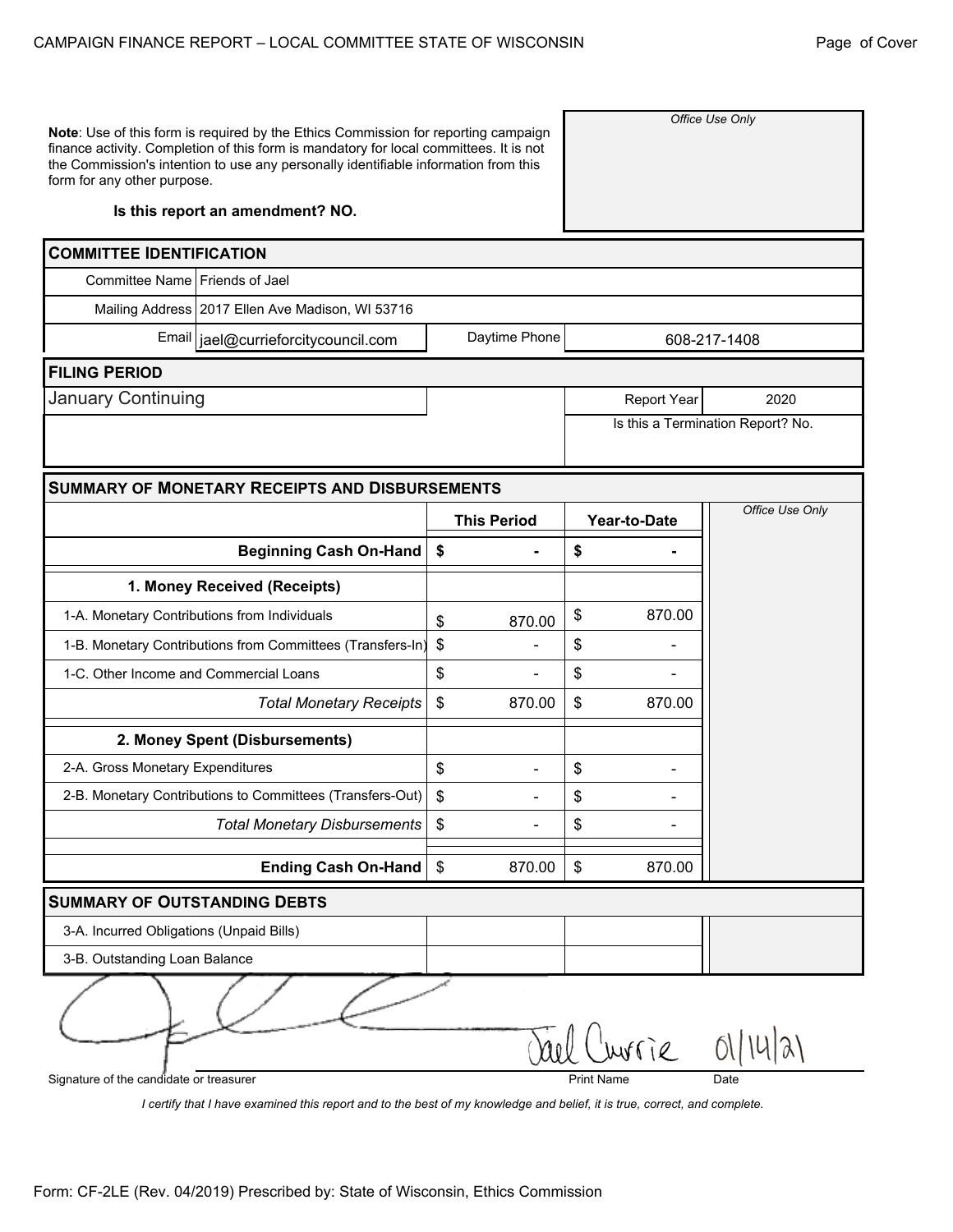CAMPAIGN FINANCE REPORT – LOCAL COMMITTEE STATE OF WISCONSIN

Page of Cover

**Note**: Use of this form is required by the Ethics Commission for reporting campaign finance activity. Completion of this form is mandatory for local committees. It is not the Commission's intention to use any personally identifiable information from this form for any other purpose.

**Is this report an amendment? NO.**

*Office Use Only*

## COMMITTEE IDENTIFICATION

| | | | |
|---|---|---|---|
| Committee Name | Friends of Jael | | |
| Mailing Address | 2017 Ellen Ave Madison, WI 53716 | | |
| Email | jael@currieforcitycouncil.com | Daytime Phone | 608-217-1408 |

## FILING PERIOD

| | | | |
|---|---|---|---|
| January Continuing | | Report Year | 2020 |
| | | Is this a Termination Report? No. | |

## SUMMARY OF MONETARY RECEIPTS AND DISBURSEMENTS

| | This Period | Year-to-Date | *Office Use Only* |
|---|---|---|---|
| **Beginning Cash On-Hand** | $ - | $ - | |
| **1. Money Received (Receipts)** | | | |
| 1-A. Monetary Contributions from Individuals | $ 870.00 | $ 870.00 | |
| 1-B. Monetary Contributions from Committees (Transfers-In) | $ - | $ - | |
| 1-C. Other Income and Commercial Loans | $ - | $ - | |
| *Total Monetary Receipts* | $ 870.00 | $ 870.00 | |
| **2. Money Spent (Disbursements)** | | | |
| 2-A. Gross Monetary Expenditures | $ - | $ - | |
| 2-B. Monetary Contributions to Committees (Transfers-Out) | $ - | $ - | |
| *Total Monetary Disbursements* | $ - | $ - | |
| **Ending Cash On-Hand** | $ 870.00 | $ 870.00 | |

## SUMMARY OF OUTSTANDING DEBTS

| | | | |
|---|---|---|---|
| 3-A. Incurred Obligations (Unpaid Bills) | | | |
| 3-B. Outstanding Loan Balance | | | |

| Signature of the candidate or treasurer | Print Name | Date |
|---|---|---|
| [signature] | Jael Currie | 01/14/21 |

*I certify that I have examined this report and to the best of my knowledge and belief, it is true, correct, and complete.*

Form: CF-2LE (Rev. 04/2019) Prescribed by: State of Wisconsin, Ethics Commission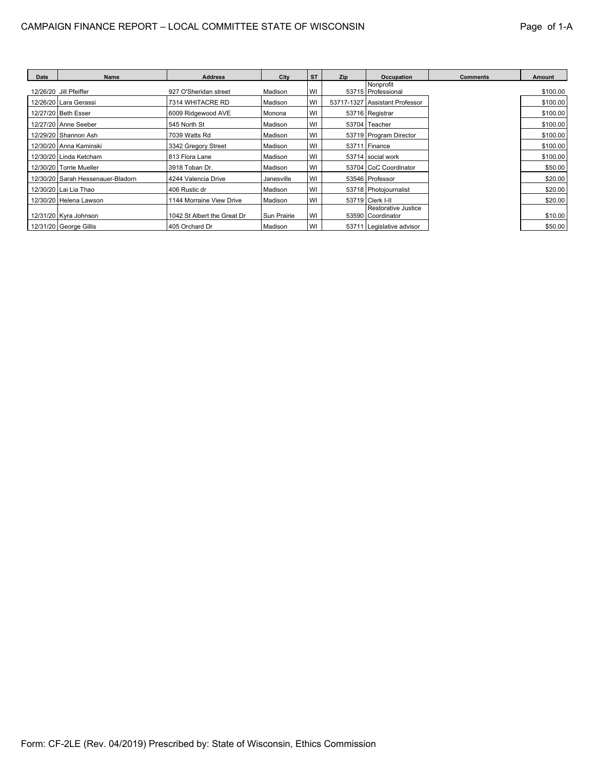# CAMPAIGN FINANCE REPORT – LOCAL COMMITTEE STATE OF WISCONSIN

| Date | Name | Address | City | ST | Zip | Occupation | Comments | Amount |
|---|---|---|---|---|---|---|---|---|
| 12/26/20 | Jill Pfeiffer | 927 O'Sheridan street | Madison | WI | 53715 | Nonprofit Professional | | $100.00 |
| 12/26/20 | Lara Gerassi | 7314 WHITACRE RD | Madison | WI | 53717-1327 | Assistant Professor | | $100.00 |
| 12/27/20 | Beth Esser | 6009 Ridgewood AVE | Monona | WI | 53716 | Registrar | | $100.00 |
| 12/27/20 | Anne Seeber | 545 North St | Madison | WI | 53704 | Teacher | | $100.00 |
| 12/29/20 | Shannon Ash | 7039 Watts Rd | Madison | WI | 53719 | Program Director | | $100.00 |
| 12/30/20 | Anna Kaminski | 3342 Gregory Street | Madison | WI | 53711 | Finance | | $100.00 |
| 12/30/20 | Linda Ketcham | 813 Flora Lane | Madison | WI | 53714 | social work | | $100.00 |
| 12/30/20 | Torrie Mueller | 3918 Toban Dr. | Madison | WI | 53704 | CoC Coordinator | | $50.00 |
| 12/30/20 | Sarah Hessenauer-Bladorn | 4244 Valencia Drive | Janesville | WI | 53546 | Professor | | $20.00 |
| 12/30/20 | Lai Lia Thao | 406 Rustic dr | Madison | WI | 53718 | Photojournalist | | $20.00 |
| 12/30/20 | Helena Lawson | 1144 Morraine View Drive | Madison | WI | 53719 | Clerk I-II | | $20.00 |
| 12/31/20 | Kyra Johnson | 1042 St Albert the Great Dr | Sun Prairie | WI | 53590 | Restorative Justice Coordinator | | $10.00 |
| 12/31/20 | George Gillis | 405 Orchard Dr | Madison | WI | 53711 | Legislative advisor | | $50.00 |

Form: CF-2LE (Rev. 04/2019) Prescribed by: State of Wisconsin, Ethics Commission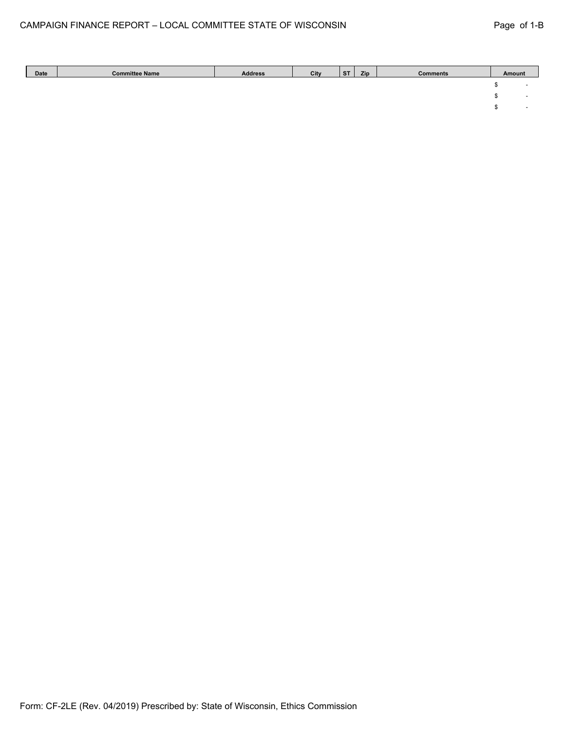| Date | Committee Name | Address | City | ST | Zip | Comments | Amount |
|---|---|---|---|---|---|---|---|
| | | | | | | | $ - |
| | | | | | | | $ - |
| | | | | | | | $ - |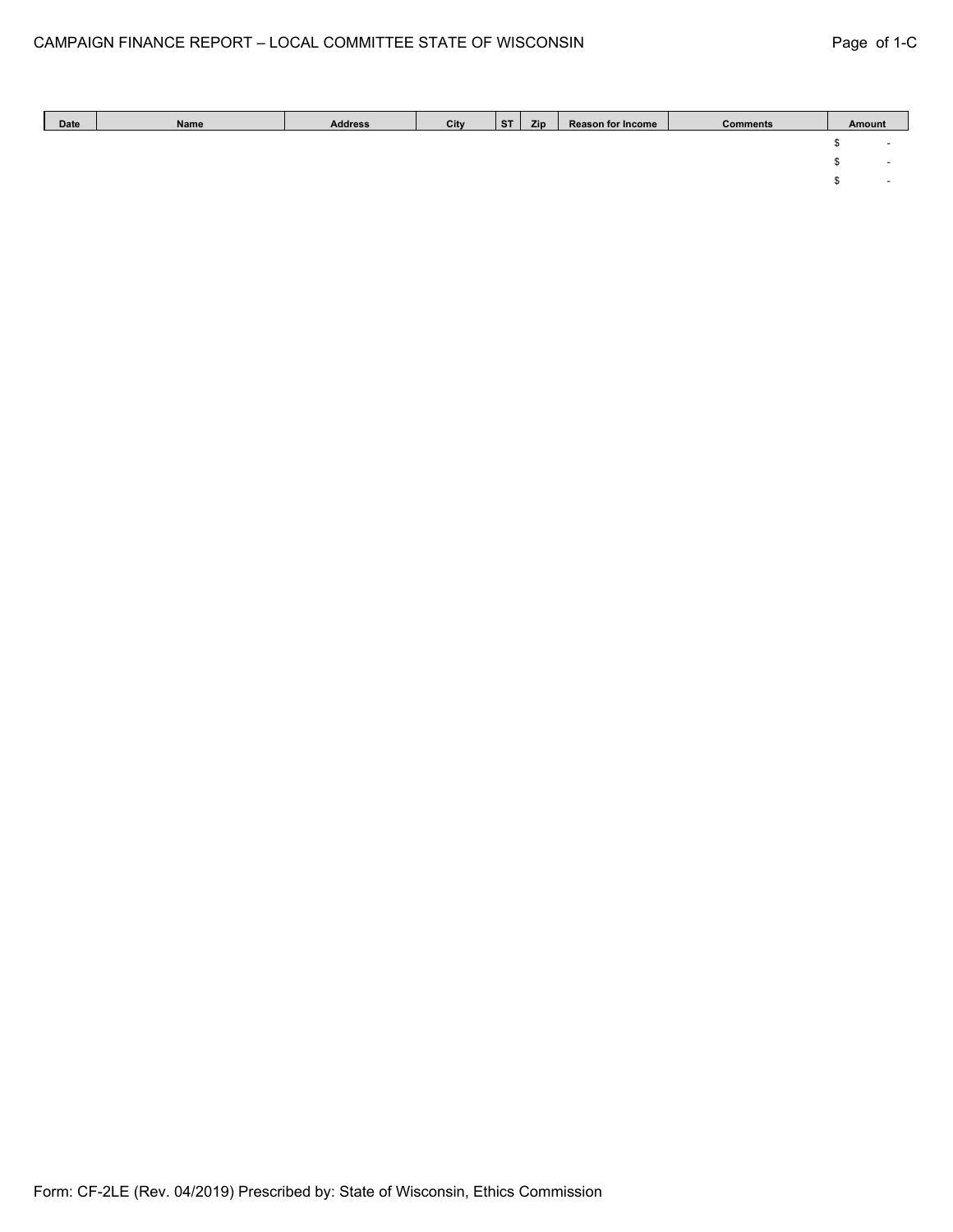CAMPAIGN FINANCE REPORT – LOCAL COMMITTEE STATE OF WISCONSIN

Page of 1-C

| Date | Name | Address | City | ST | Zip | Reason for Income | Comments | Amount |
|---|---|---|---|---|---|---|---|---|
| | | | | | | | | $ - |
| | | | | | | | | $ - |
| | | | | | | | | $ - |

Form: CF-2LE (Rev. 04/2019) Prescribed by: State of Wisconsin, Ethics Commission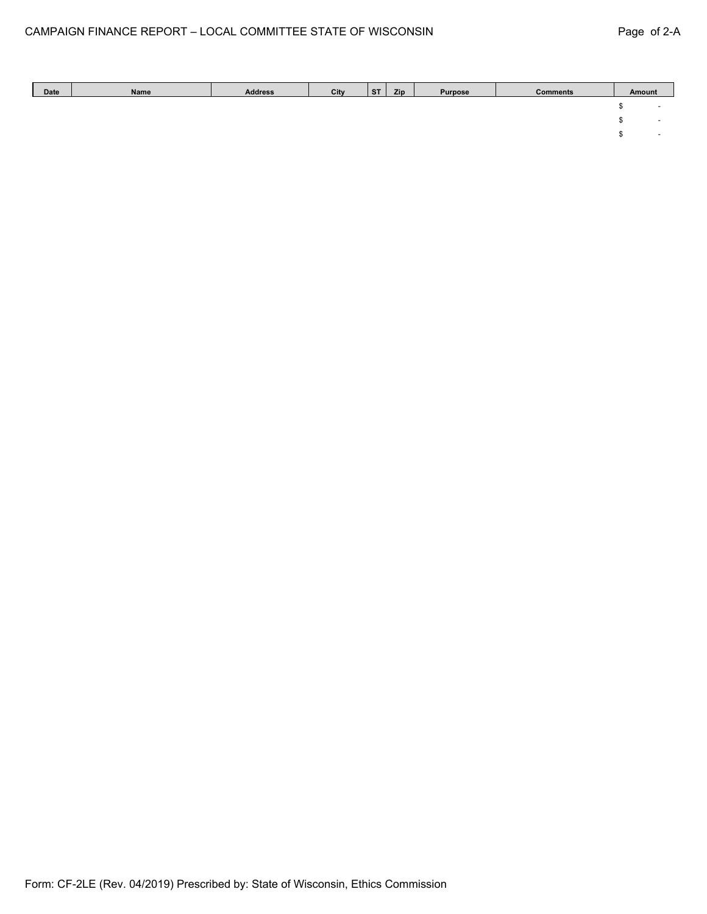| Date | Name | Address | City | ST | Zip | Purpose | Comments | Amount |
|---|---|---|---|---|---|---|---|---|
| | | | | | | | | $ - |
| | | | | | | | | $ - |
| | | | | | | | | $ - |

Form: CF-2LE (Rev. 04/2019) Prescribed by: State of Wisconsin, Ethics Commission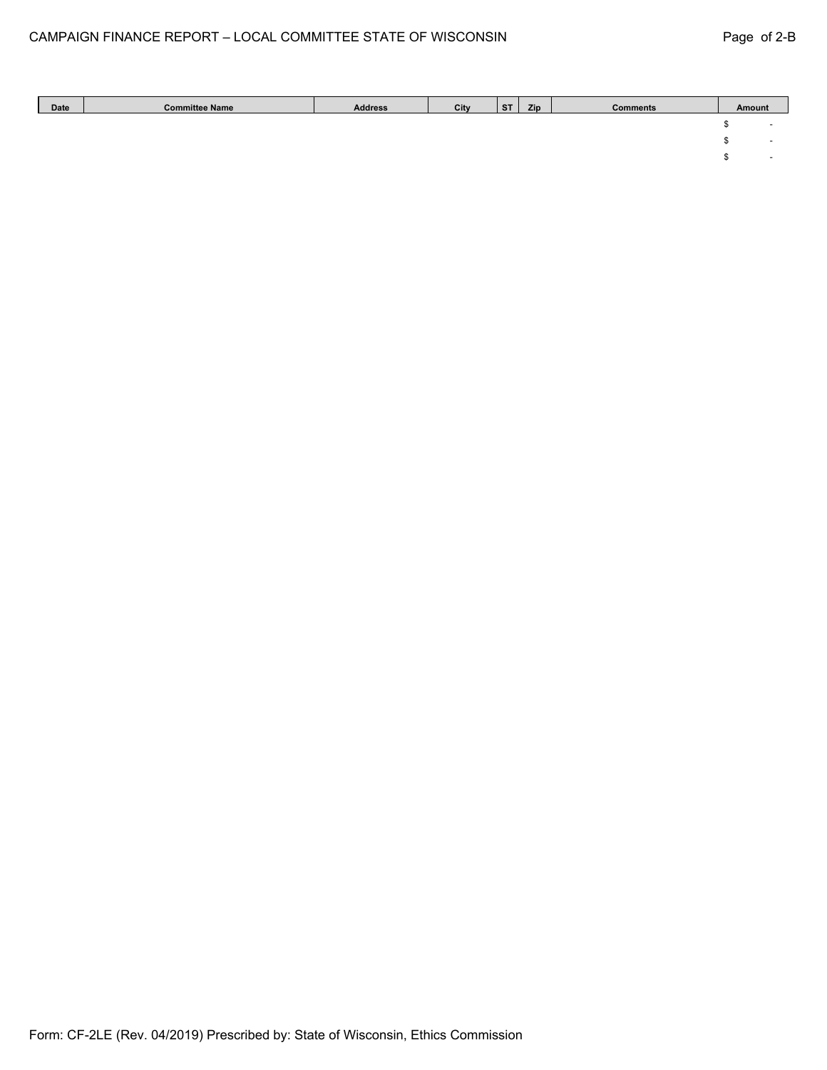| Date | Committee Name | Address | City | ST | Zip | Comments | Amount |
|---|---|---|---|---|---|---|---|
| | | | | | | | $ - |
| | | | | | | | $ - |
| | | | | | | | $ - |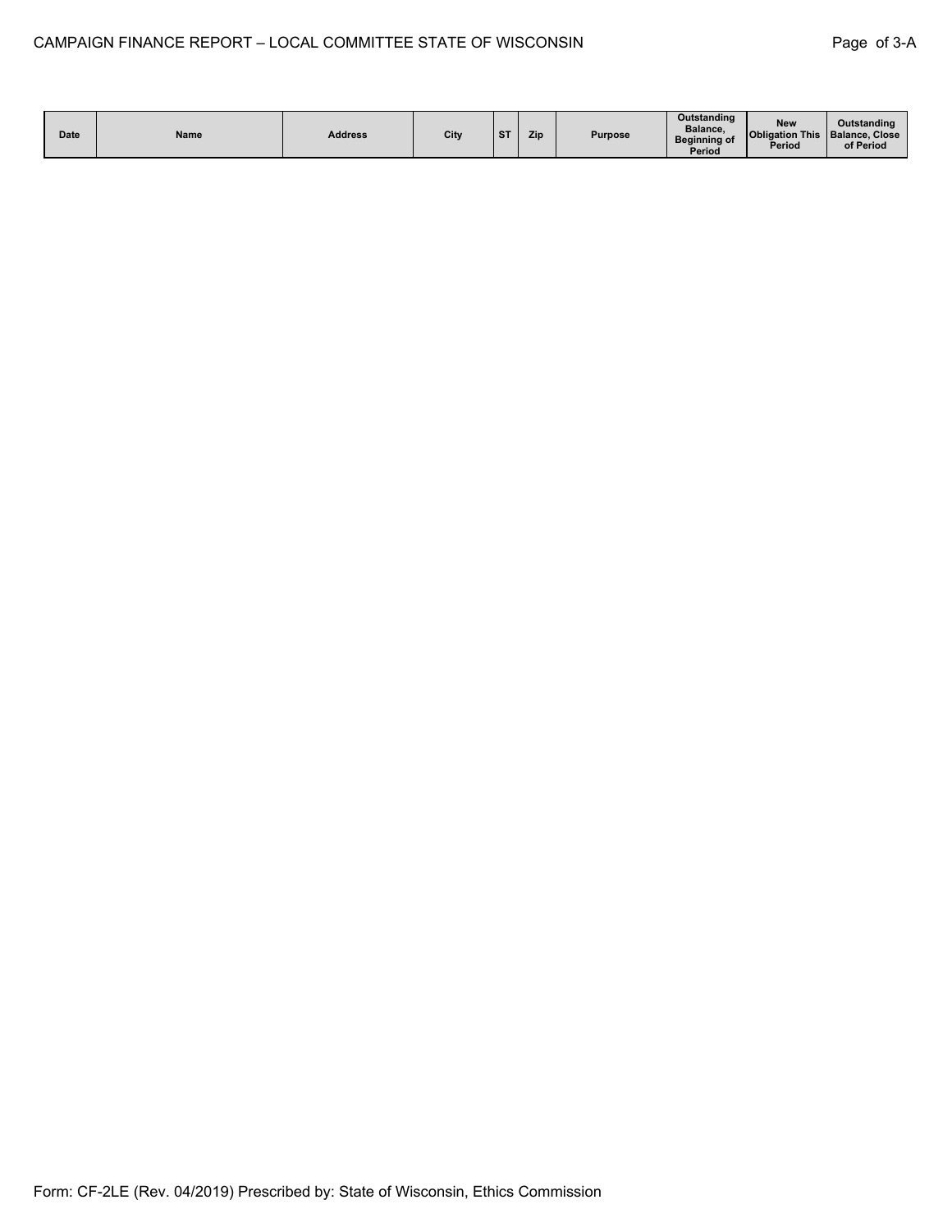# CAMPAIGN FINANCE REPORT – LOCAL COMMITTEE STATE OF WISCONSIN

Page of 3-A

| Date | Name | Address | City | ST | Zip | Purpose | Outstanding Balance, Beginning of Period | New Obligation This Period | Outstanding Balance, Close of Period |
|---|---|---|---|---|---|---|---|---|---|

Form: CF-2LE (Rev. 04/2019) Prescribed by: State of Wisconsin, Ethics Commission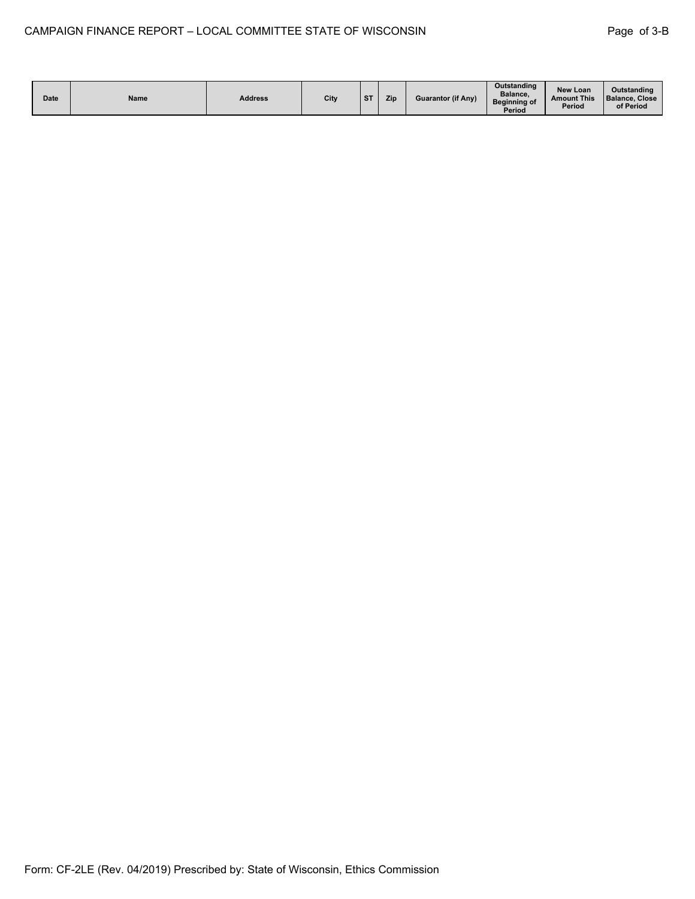| Date | Name | Address | City | ST | Zip | Guarantor (if Any) | Outstanding Balance, Beginning of Period | New Loan Amount This Period | Outstanding Balance, Close of Period |
|---|---|---|---|---|---|---|---|---|---|